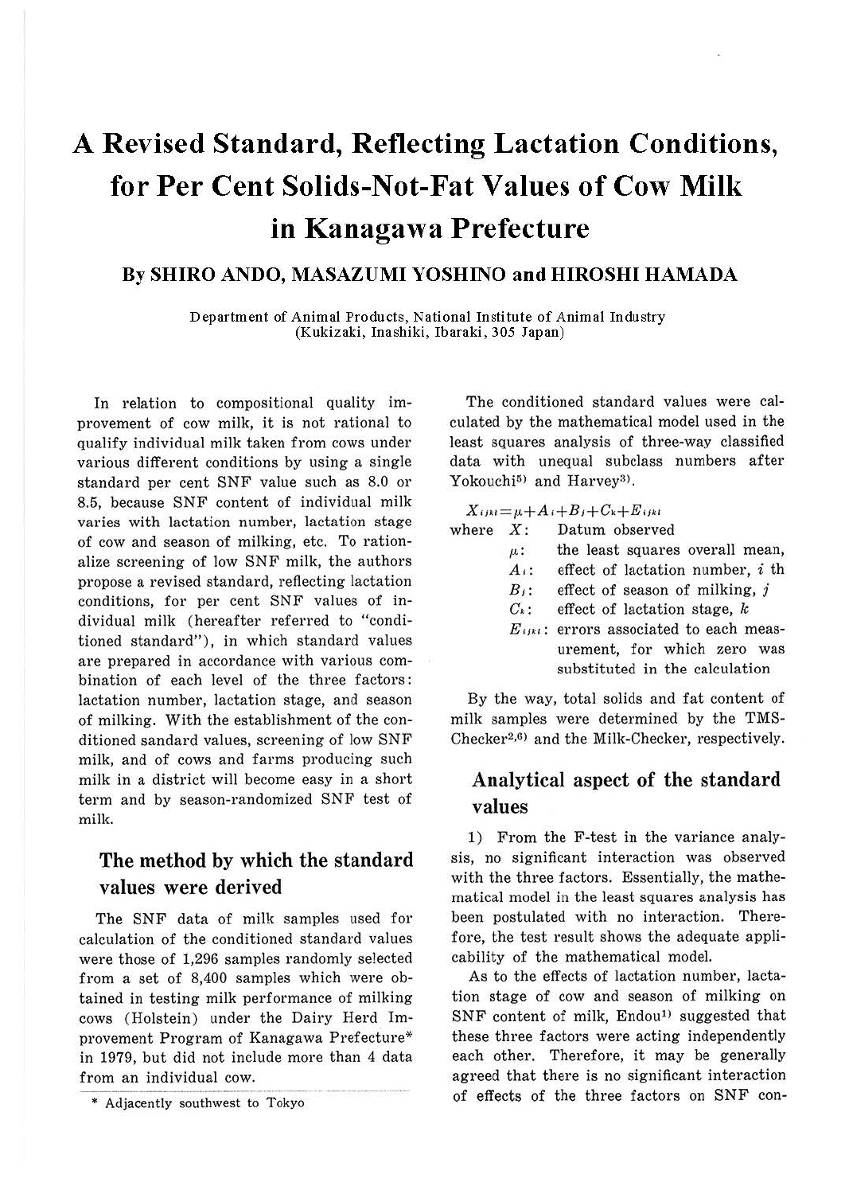# A Revised Standard, Reflecting Lactation Conditions, for Per Cent Solids-Not-Fat Values of Cow Milk in Kanagawa Prefecture

**By SHIRO ANDO, MASAZUMI YOSHINO and HIROSHI HAMADA**

Department of Animal Products, National Institute of Animal Industry
(Kukizaki, Inashiki, Ibaraki, 305 Japan)

In relation to compositional quality improvement of cow milk, it is not rational to qualify individual milk taken from cows under various different conditions by using a single standard per cent SNF value such as 8.0 or 8.5, because SNF content of individual milk varies with lactation number, lactation stage of cow and season of milking, etc. To rationalize screening of low SNF milk, the authors propose a revised standard, reflecting lactation conditions, for per cent SNF values of individual milk (hereafter referred to "conditioned standard"), in which standard values are prepared in accordance with various combination of each level of the three factors: lactation number, lactation stage, and season of milking. With the establishment of the conditioned sandard values, screening of low SNF milk, and of cows and farms producing such milk in a district will become easy in a short term and by season-randomized SNF test of milk.

## The method by which the standard values were derived

The SNF data of milk samples used for calculation of the conditioned standard values were those of 1,296 samples randomly selected from a set of 8,400 samples which were obtained in testing milk performance of milking cows (Holstein) under the Dairy Herd Improvement Program of Kanagawa Prefecture* in 1979, but did not include more than 4 data from an individual cow.

\* Adjacently southwest to Tokyo

The conditioned standard values were calculated by the mathematical model used in the least squares analysis of three-way classified data with unequal subclass numbers after Yokouchi[5] and Harvey[3].

$$X_{ijkl}=\mu+A_i+B_j+C_k+E_{ijkl}$$

where
- $X$: Datum observed
- $\mu$: the least squares overall mean,
- $A_i$: effect of lactation number, $i$ th
- $B_j$: effect of season of milking, $j$
- $C_k$: effect of lactation stage, $k$
- $E_{ijkl}$: errors associated to each measurement, for which zero was substituted in the calculation

By the way, total solids and fat content of milk samples were determined by the TMS-Checker[2,6] and the Milk-Checker, respectively.

## Analytical aspect of the standard values

1) From the F-test in the variance analysis, no significant interaction was observed with the three factors. Essentially, the mathematical model in the least squares analysis has been postulated with no interaction. Therefore, the test result shows the adequate applicability of the mathematical model.

As to the effects of lactation number, lactation stage of cow and season of milking on SNF content of milk, Endou[1] suggested that these three factors were acting independently each other. Therefore, it may be generally agreed that there is no significant interaction of effects of the three factors on SNF con-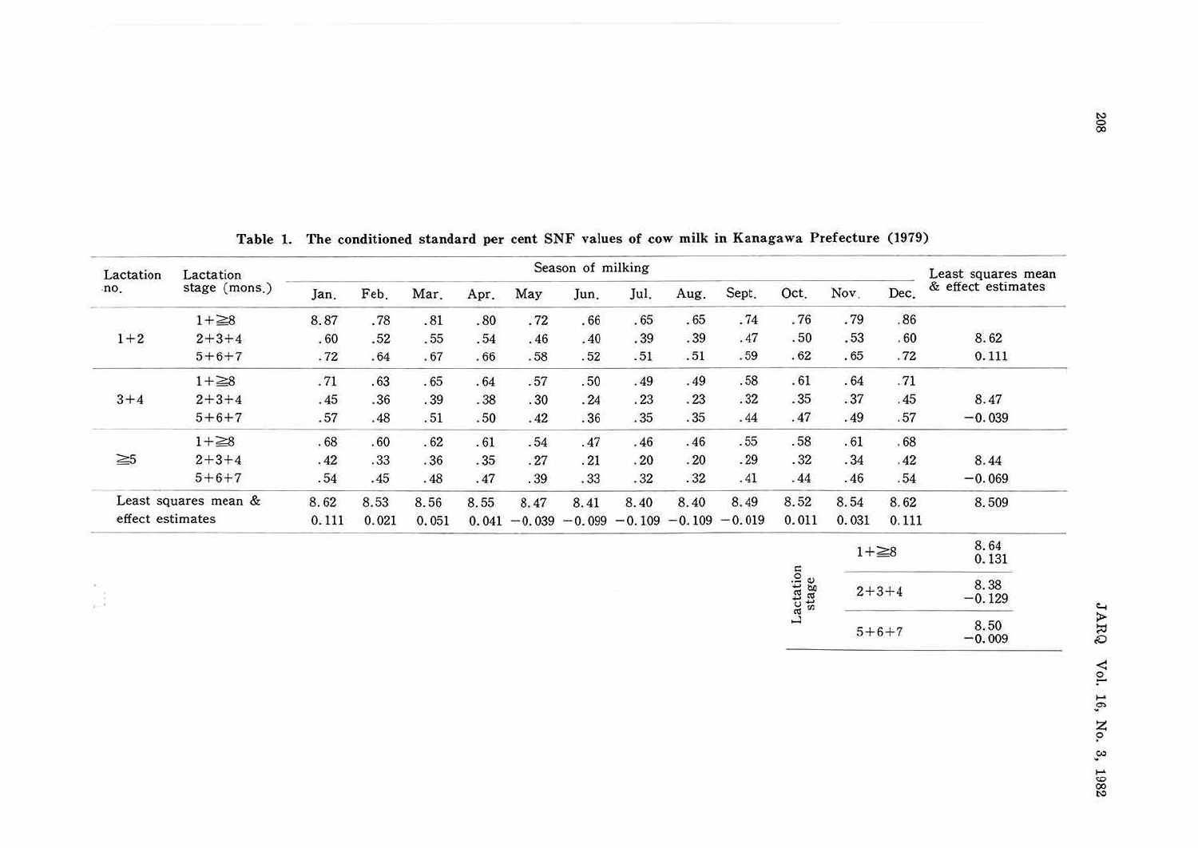Table 1. The conditioned standard per cent SNF values of cow milk in Kanagawa Prefecture (1979)

| Lactation no. | Lactation stage (mons.) | Season of milking | | | | | | | | | | | | Least squares mean & effect estimates |
|---|---|---|---|---|---|---|---|---|---|---|---|---|---|---|
| | | Jan. | Feb. | Mar. | Apr. | May | Jun. | Jul. | Aug. | Sept. | Oct. | Nov. | Dec. | |
| 1+2 | 1+≧8 | 8.87 | .78 | .81 | .80 | .72 | .66 | .65 | .65 | .74 | .76 | .79 | .86 | |
| | 2+3+4 | .60 | .52 | .55 | .54 | .46 | .40 | .39 | .39 | .47 | .50 | .53 | .60 | 8.62 |
| | 5+6+7 | .72 | .64 | .67 | .66 | .58 | .52 | .51 | .51 | .59 | .62 | .65 | .72 | 0.111 |
| 3+4 | 1+≧8 | .71 | .63 | .65 | .64 | .57 | .50 | .49 | .49 | .58 | .61 | .64 | .71 | |
| | 2+3+4 | .45 | .36 | .39 | .38 | .30 | .24 | .23 | .23 | .32 | .35 | .37 | .45 | 8.47 |
| | 5+6+7 | .57 | .48 | .51 | .50 | .42 | .36 | .35 | .35 | .44 | .47 | .49 | .57 | −0.039 |
| ≧5 | 1+≧8 | .68 | .60 | .62 | .61 | .54 | .47 | .46 | .46 | .55 | .58 | .61 | .68 | |
| | 2+3+4 | .42 | .33 | .36 | .35 | .27 | .21 | .20 | .20 | .29 | .32 | .34 | .42 | 8.44 |
| | 5+6+7 | .54 | .45 | .48 | .47 | .39 | .33 | .32 | .32 | .41 | .44 | .46 | .54 | −0.069 |
| Least squares mean & effect estimates | | 8.62 | 8.53 | 8.56 | 8.55 | 8.47 | 8.41 | 8.40 | 8.40 | 8.49 | 8.52 | 8.54 | 8.62 | 8.509 |
| | | 0.111 | 0.021 | 0.051 | 0.041 | −0.039 | −0.099 | −0.109 | −0.109 | −0.019 | 0.011 | 0.031 | 0.111 | |

| Lactation stage | | Least squares mean & effect estimates |
|---|---|---|
| | 1+≧8 | 8.64<br>0.131 |
| | 2+3+4 | 8.38<br>−0.129 |
| | 5+6+7 | 8.50<br>−0.009 |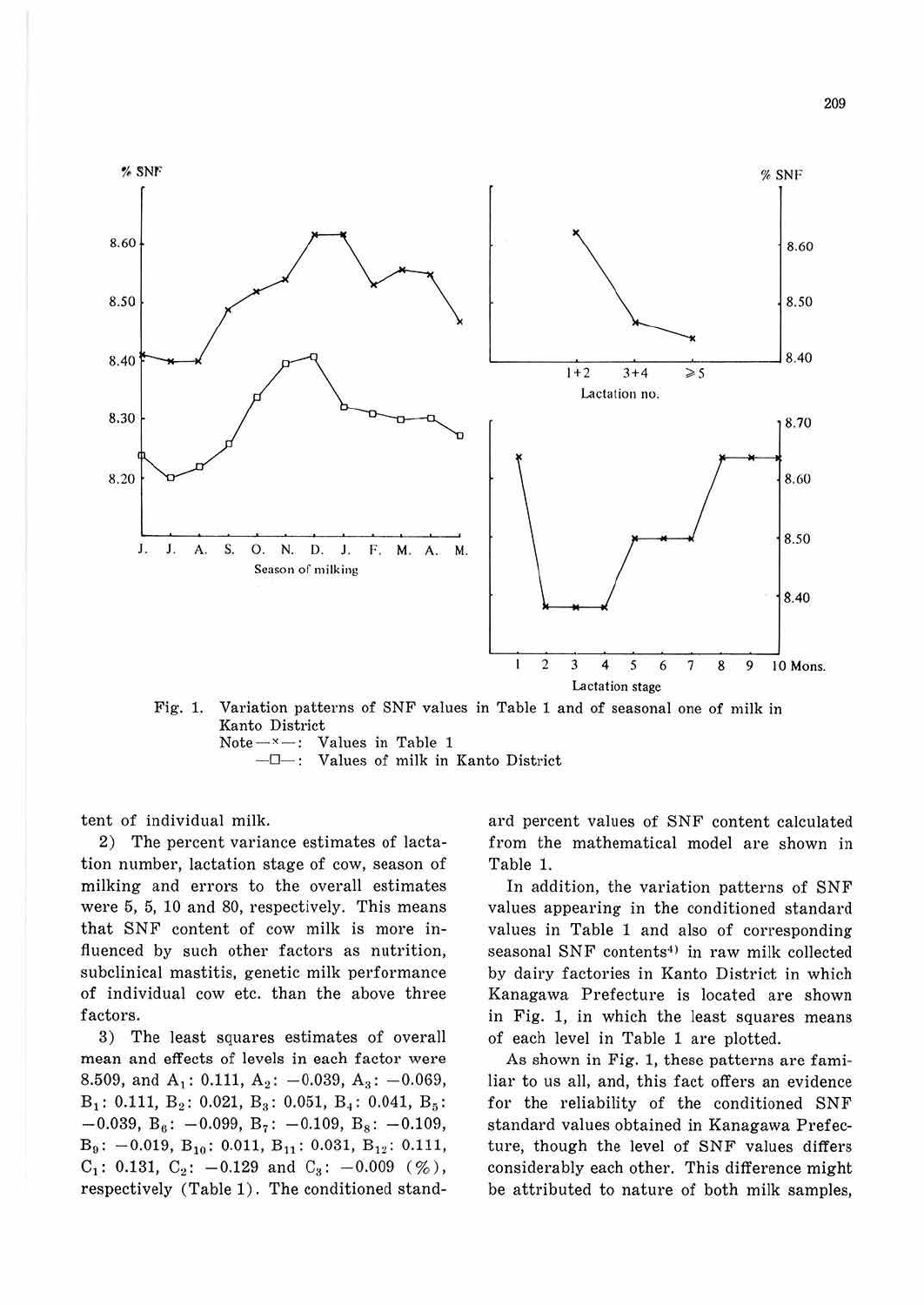Fig. 1. Variation patterns of SNF values in Table 1 and of seasonal one of milk in Kanto District
Note —×—: Values in Table 1
—□—: Values of milk in Kanto District

tent of individual milk.

2) The percent variance estimates of lactation number, lactation stage of cow, season of milking and errors to the overall estimates were 5, 5, 10 and 80, respectively. This means that SNF content of cow milk is more influenced by such other factors as nutrition, subclinical mastitis, genetic milk performance of individual cow etc. than the above three factors.

3) The least squares estimates of overall mean and effects of levels in each factor were 8.509, and $A_1$: 0.111, $A_2$: −0.039, $A_3$: −0.069, $B_1$: 0.111, $B_2$: 0.021, $B_3$: 0.051, $B_4$: 0.041, $B_5$: −0.039, $B_6$: −0.099, $B_7$: −0.109, $B_8$: −0.109, $B_9$: −0.019, $B_{10}$: 0.011, $B_{11}$: 0.031, $B_{12}$: 0.111, $C_1$: 0.131, $C_2$: −0.129 and $C_3$: −0.009 (%), respectively (Table 1). The conditioned standard percent values of SNF content calculated from the mathematical model are shown in Table 1.

In addition, the variation patterns of SNF values appearing in the conditioned standard values in Table 1 and also of corresponding seasonal SNF contents[4] in raw milk collected by dairy factories in Kanto District in which Kanagawa Prefecture is located are shown in Fig. 1, in which the least squares means of each level in Table 1 are plotted.

As shown in Fig. 1, these patterns are familiar to us all, and, this fact offers an evidence for the reliability of the conditioned SNF standard values obtained in Kanagawa Prefecture, though the level of SNF values differs considerably each other. This difference might be attributed to nature of both milk samples,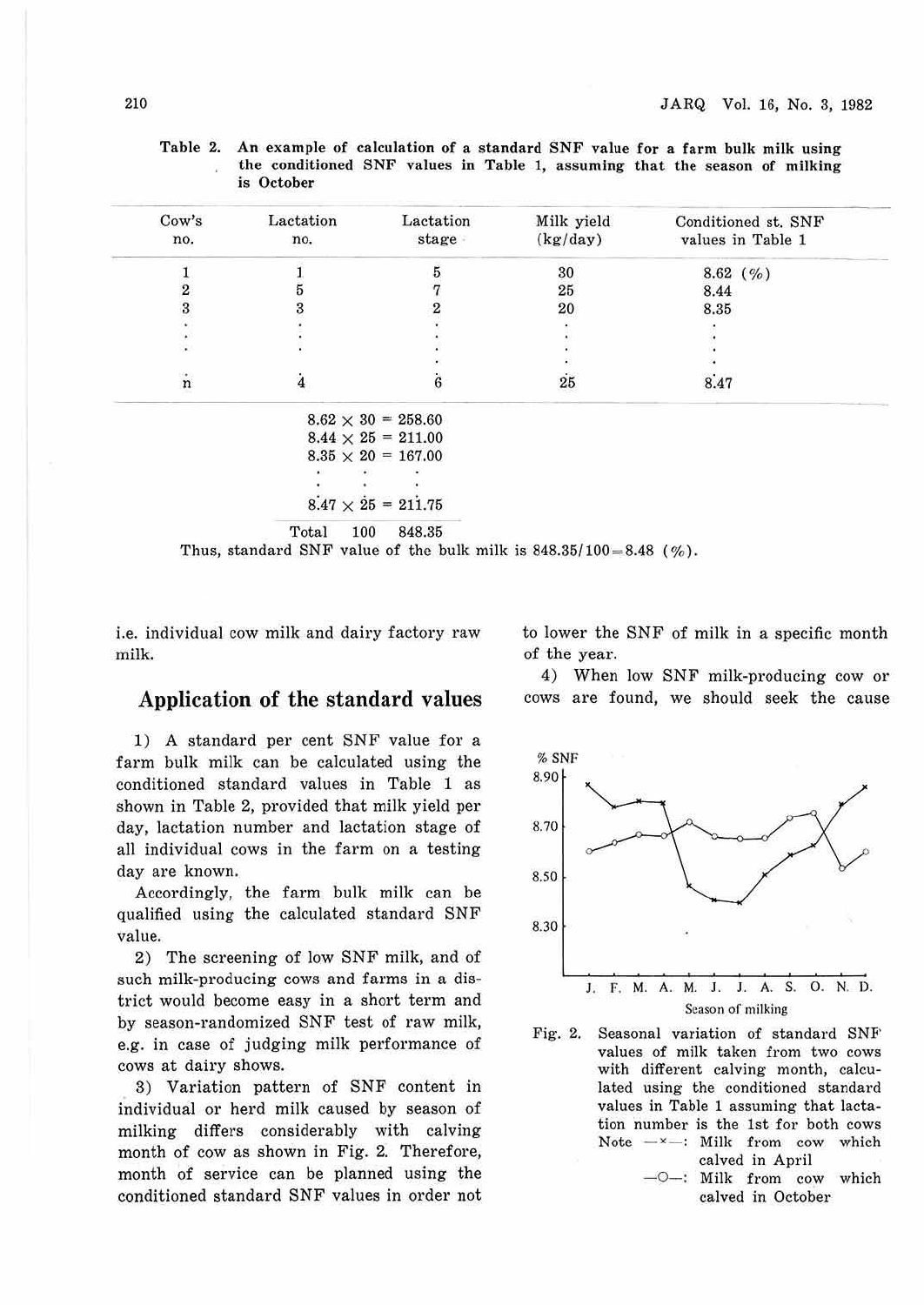Table 2. An example of calculation of a standard SNF value for a farm bulk milk using the conditioned SNF values in Table 1, assuming that the season of milking is October

| Cow's no. | Lactation no. | Lactation stage | Milk yield (kg/day) | Conditioned st. SNF values in Table 1 |
|---|---|---|---|---|
| 1 | 1 | 5 | 30 | 8.62 (%) |
| 2 | 5 | 7 | 25 | 8.44 |
| 3 | 3 | 2 | 20 | 8.35 |
| · | · | · | · | · |
| · | · | · | · | · |
| n | 4 | 6 | 25 | 8.47 |

$8.62 \times 30 = 258.60$
$8.44 \times 25 = 211.00$
$8.35 \times 20 = 167.00$
$\vdots$
$8.47 \times 25 = 211.75$

Total 100 848.35

Thus, standard SNF value of the bulk milk is $848.35/100 = 8.48$ (%).

i.e. individual cow milk and dairy factory raw milk.

## Application of the standard values

1) A standard per cent SNF value for a farm bulk milk can be calculated using the conditioned standard values in Table 1 as shown in Table 2, provided that milk yield per day, lactation number and lactation stage of all individual cows in the farm on a testing day are known.

Accordingly, the farm bulk milk can be qualified using the calculated standard SNF value.

2) The screening of low SNF milk, and of such milk-producing cows and farms in a district would become easy in a short term and by season-randomized SNF test of raw milk, e.g. in case of judging milk performance of cows at dairy shows.

3) Variation pattern of SNF content in individual or herd milk caused by season of milking differs considerably with calving month of cow as shown in Fig. 2. Therefore, month of service can be planned using the conditioned standard SNF values in order not to lower the SNF of milk in a specific month of the year.

4) When low SNF milk-producing cow or cows are found, we should seek the cause

Fig. 2. Seasonal variation of standard SNF values of milk taken from two cows with different calving month, calculated using the conditioned standard values in Table 1 assuming that lactation number is the 1st for both cows
Note —×—: Milk from cow which calved in April
—○—: Milk from cow which calved in October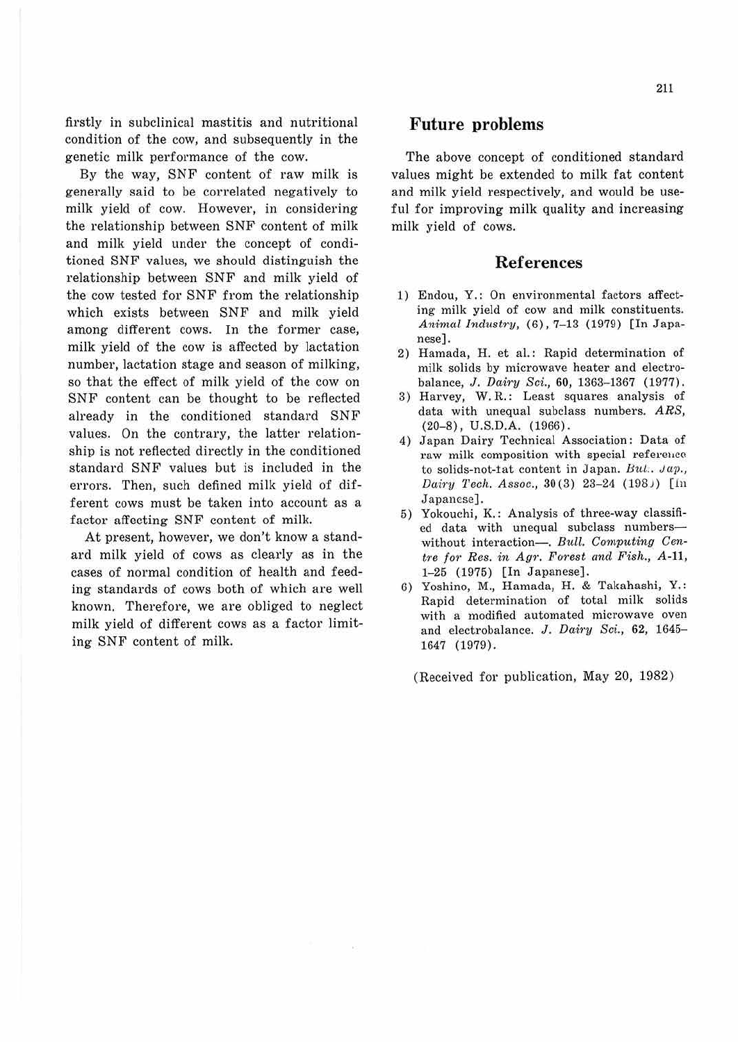firstly in subclinical mastitis and nutritional condition of the cow, and subsequently in the genetic milk performance of the cow.

By the way, SNF content of raw milk is generally said to be correlated negatively to milk yield of cow. However, in considering the relationship between SNF content of milk and milk yield under the concept of conditioned SNF values, we should distinguish the relationship between SNF and milk yield of the cow tested for SNF from the relationship which exists between SNF and milk yield among different cows. In the former case, milk yield of the cow is affected by lactation number, lactation stage and season of milking, so that the effect of milk yield of the cow on SNF content can be thought to be reflected already in the conditioned standard SNF values. On the contrary, the latter relationship is not reflected directly in the conditioned standard SNF values but is included in the errors. Then, such defined milk yield of different cows must be taken into account as a factor affecting SNF content of milk.

At present, however, we don't know a standard milk yield of cows as clearly as in the cases of normal condition of health and feeding standards of cows both of which are well known. Therefore, we are obliged to neglect milk yield of different cows as a factor limiting SNF content of milk.

## Future problems

The above concept of conditioned standard values might be extended to milk fat content and milk yield respectively, and would be useful for improving milk quality and increasing milk yield of cows.

## References

1) Endou, Y.: On environmental factors affecting milk yield of cow and milk constituents. *Animal Industry*, (6), 7–13 (1979) [In Japanese].
2) Hamada, H. et al.: Rapid determination of milk solids by microwave heater and electrobalance, *J. Dairy Sci.*, **60**, 1363–1367 (1977).
3) Harvey, W. R.: Least squares analysis of data with unequal subclass numbers. *ARS*, (20–8), U.S.D.A. (1966).
4) Japan Dairy Technical Association: Data of raw milk composition with special reference to solids-not-fat content in Japan. *Bul. Jap., Dairy Tech. Assoc.*, **30**(3) 23–24 (198) [In Japanese].
5) Yokouchi, K.: Analysis of three-way classified data with unequal subclass numbers—without interaction—. *Bull. Computing Centre for Res. in Agr. Forest and Fish.*, **A-11**, 1–25 (1975) [In Japanese].
6) Yoshino, M., Hamada, H. & Takahashi, Y.: Rapid determination of total milk solids with a modified automated microwave oven and electrobalance. *J. Dairy Sci.*, **62**, 1645–1647 (1979).

(Received for publication, May 20, 1982)